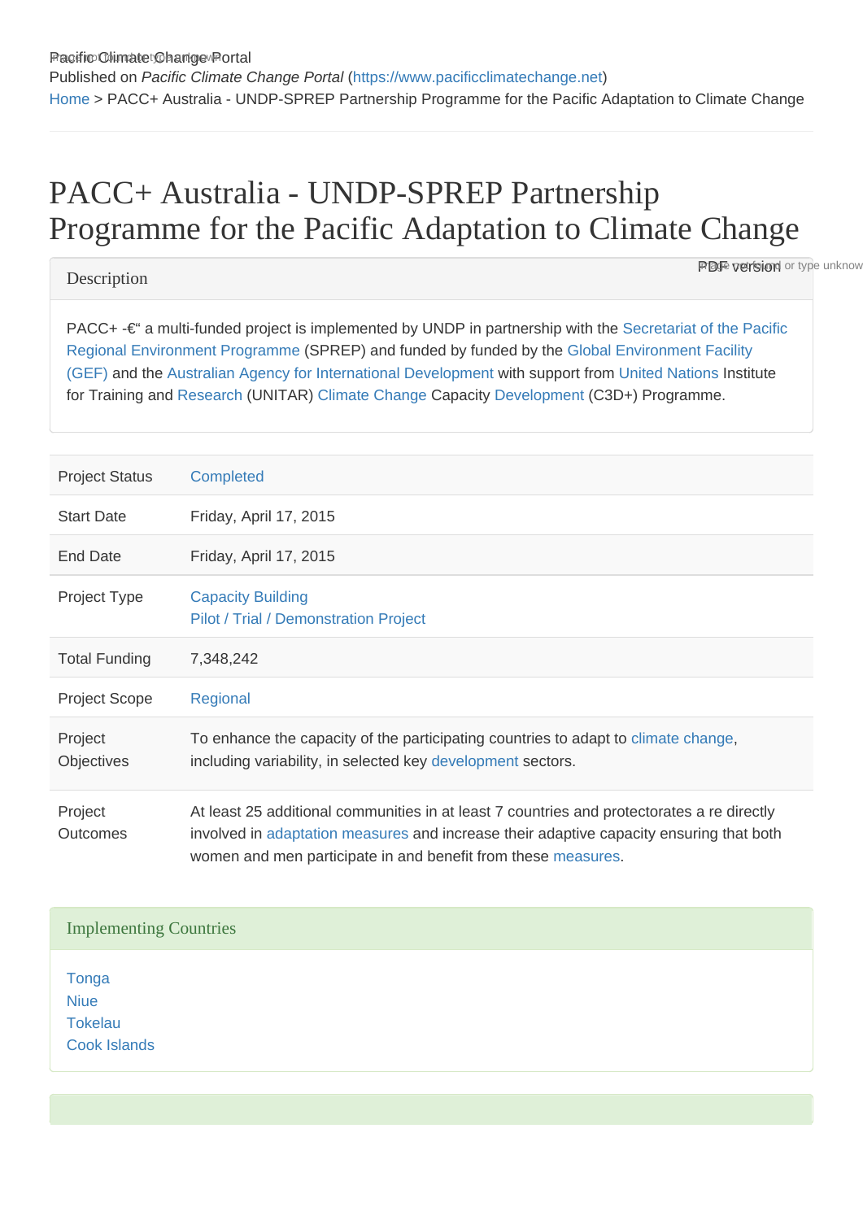Pacific Climate Change Portal
Published on *Pacific Climate Change Portal* (https://www.pacificclimatechange.net)
Home > PACC+ Australia - UNDP-SPREP Partnership Programme for the Pacific Adaptation to Climate Change

# PACC+ Australia - UNDP-SPREP Partnership Programme for the Pacific Adaptation to Climate Change

## Description

PACC+ -€“ a multi-funded project is implemented by UNDP in partnership with the Secretariat of the Pacific Regional Environment Programme (SPREP) and funded by funded by the Global Environment Facility (GEF) and the Australian Agency for International Development with support from United Nations Institute for Training and Research (UNITAR) Climate Change Capacity Development (C3D+) Programme.

| | |
|---|---|
| Project Status | Completed |
| Start Date | Friday, April 17, 2015 |
| End Date | Friday, April 17, 2015 |
| Project Type | Capacity Building<br>Pilot / Trial / Demonstration Project |
| Total Funding | 7,348,242 |
| Project Scope | Regional |
| Project Objectives | To enhance the capacity of the participating countries to adapt to climate change, including variability, in selected key development sectors. |
| Project Outcomes | At least 25 additional communities in at least 7 countries and protectorates a re directly involved in adaptation measures and increase their adaptive capacity ensuring that both women and men participate in and benefit from these measures. |

## Implementing Countries

Tonga
Niue
Tokelau
Cook Islands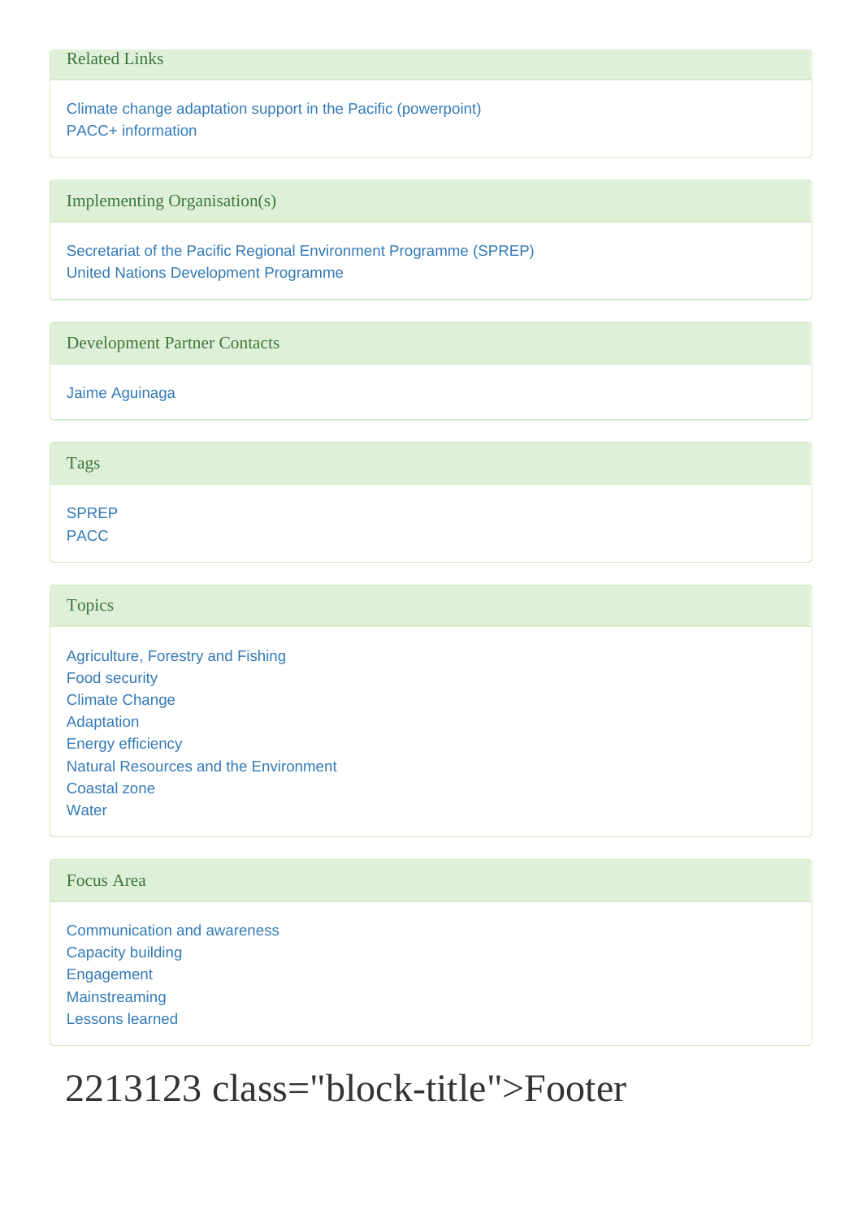### Related Links

Climate change adaptation support in the Pacific (powerpoint)
PACC+ information

### Implementing Organisation(s)

Secretariat of the Pacific Regional Environment Programme (SPREP)
United Nations Development Programme

### Development Partner Contacts

Jaime Aguinaga

### Tags

SPREP
PACC

### Topics

Agriculture, Forestry and Fishing
Food security
Climate Change
Adaptation
Energy efficiency
Natural Resources and the Environment
Coastal zone
Water

### Focus Area

Communication and awareness
Capacity building
Engagement
Mainstreaming
Lessons learned

# 2213123 class="block-title">Footer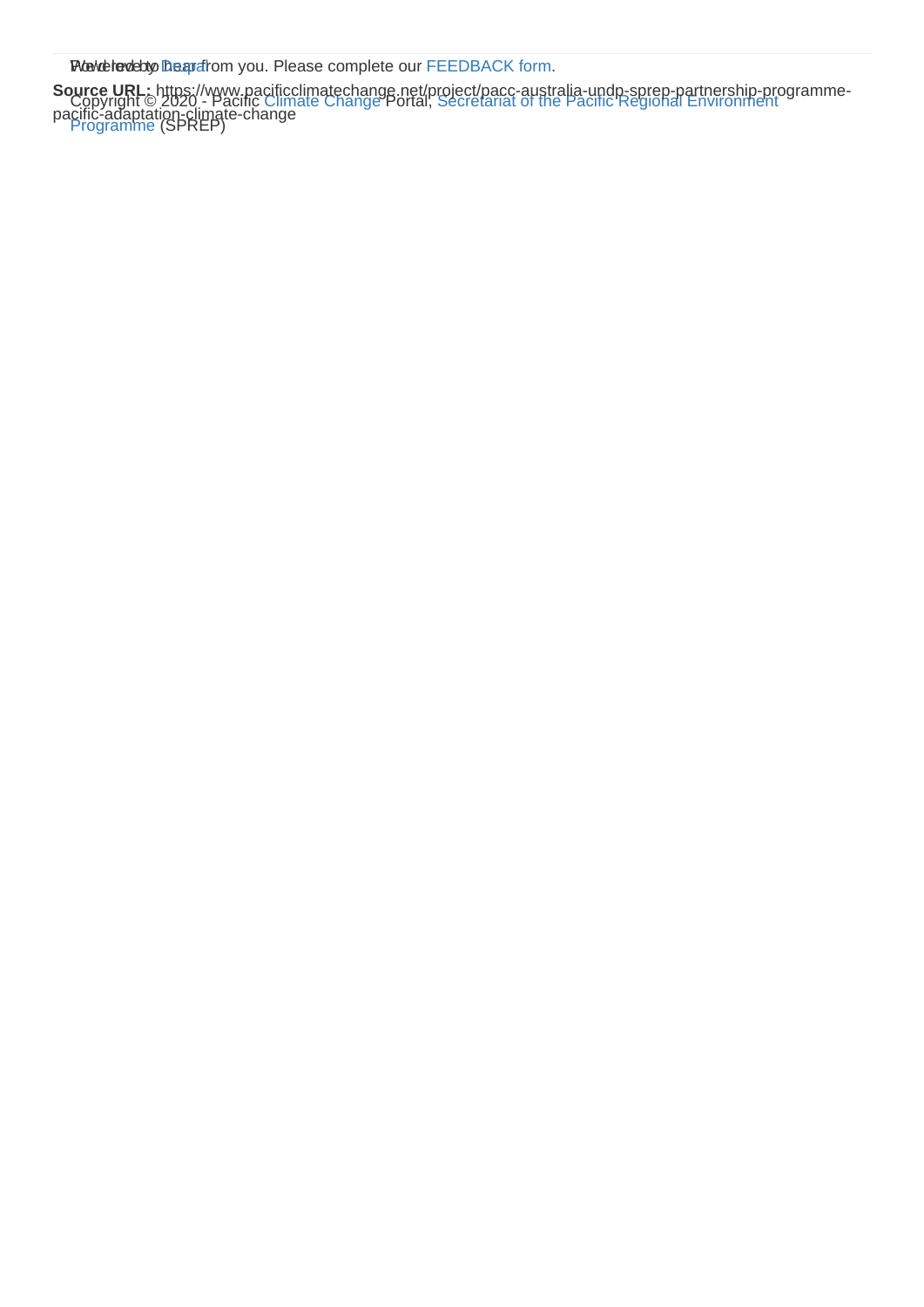We'd love to hear from you. Please complete our FEEDBACK form.

Powered by Drupal

Copyright © 2020 - Pacific Climate Change Portal, Secretariat of the Pacific Regional Environment Programme (SPREP)

**Source URL:** https://www.pacificclimatechange.net/project/pacc-australia-undp-sprep-partnership-programme-pacific-adaptation-climate-change